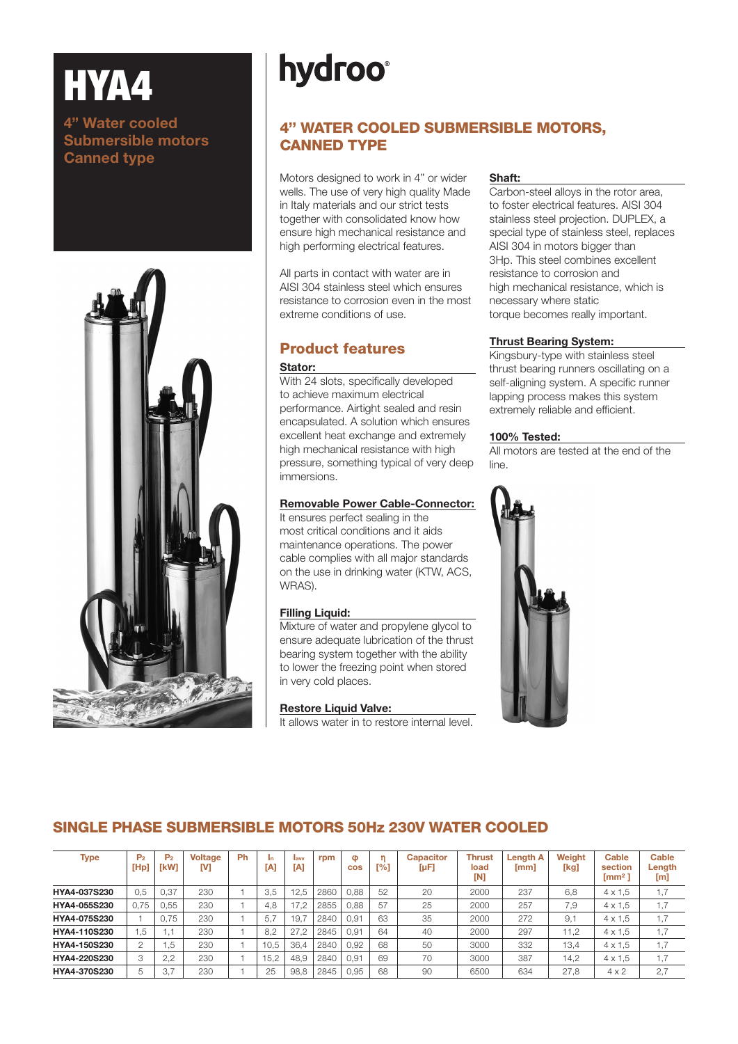# HYA4

**4" Water cooled Submersible motors Canned type**

hydroo®

## 4" WATER COOLED SUBMERSIBLE MOTORS, CANNED TYPE

Motors designed to work in 4" or wider wells. The use of very high quality Made in Italy materials and our strict tests together with consolidated know how ensure high mechanical resistance and high performing electrical features.

All parts in contact with water are in AISI 304 stainless steel which ensures resistance to corrosion even in the most extreme conditions of use.

## Product features

**Stator:**
With 24 slots, specifically developed to achieve maximum electrical performance. Airtight sealed and resin encapsulated. A solution which ensures excellent heat exchange and extremely high mechanical resistance with high pressure, something typical of very deep immersions.

**Removable Power Cable-Connector:**
It ensures perfect sealing in the most critical conditions and it aids maintenance operations. The power cable complies with all major standards on the use in drinking water (KTW, ACS, WRAS).

**Filling Liquid:**
Mixture of water and propylene glycol to ensure adequate lubrication of the thrust bearing system together with the ability to lower the freezing point when stored in very cold places.

**Restore Liquid Valve:**
It allows water in to restore internal level.

**Shaft:**
Carbon-steel alloys in the rotor area, to foster electrical features. AISI 304 stainless steel projection. DUPLEX, a special type of stainless steel, replaces AISI 304 in motors bigger than 3Hp. This steel combines excellent resistance to corrosion and high mechanical resistance, which is necessary where static torque becomes really important.

**Thrust Bearing System:**
Kingsbury-type with stainless steel thrust bearing runners oscillating on a self-aligning system. A specific runner lapping process makes this system extremely reliable and efficient.

**100% Tested:**
All motors are tested at the end of the line.

## SINGLE PHASE SUBMERSIBLE MOTORS 50Hz 230V WATER COOLED

| Type | $P_2$ [Hp] | $P_2$ [kW] | Voltage [V] | Ph | $I_n$ [A] | $I_{avv}$ [A] | rpm | $\cos\varphi$ | η [%] | Capacitor [µF] | Thrust load [N] | Length A [mm] | Weight [kg] | Cable section [mm²] | Cable Length [m] |
|---|---|---|---|---|---|---|---|---|---|---|---|---|---|---|---|
| HYA4-037S230 | 0,5 | 0,37 | 230 | 1 | 3,5 | 12,5 | 2860 | 0,88 | 52 | 20 | 2000 | 237 | 6,8 | 4 x 1,5 | 1,7 |
| HYA4-055S230 | 0,75 | 0,55 | 230 | 1 | 4,8 | 17,2 | 2855 | 0,88 | 57 | 25 | 2000 | 257 | 7,9 | 4 x 1,5 | 1,7 |
| HYA4-075S230 | 1 | 0,75 | 230 | 1 | 5,7 | 19,7 | 2840 | 0,91 | 63 | 35 | 2000 | 272 | 9,1 | 4 x 1,5 | 1,7 |
| HYA4-110S230 | 1,5 | 1,1 | 230 | 1 | 8,2 | 27,2 | 2845 | 0,91 | 64 | 40 | 2000 | 297 | 11,2 | 4 x 1,5 | 1,7 |
| HYA4-150S230 | 2 | 1,5 | 230 | 1 | 10,5 | 36,4 | 2840 | 0,92 | 68 | 50 | 3000 | 332 | 13,4 | 4 x 1,5 | 1,7 |
| HYA4-220S230 | 3 | 2,2 | 230 | 1 | 15,2 | 48,9 | 2840 | 0,91 | 69 | 70 | 3000 | 387 | 14,2 | 4 x 1,5 | 1,7 |
| HYA4-370S230 | 5 | 3,7 | 230 | 1 | 25 | 98,8 | 2845 | 0,95 | 68 | 90 | 6500 | 634 | 27,8 | 4 x 2 | 2,7 |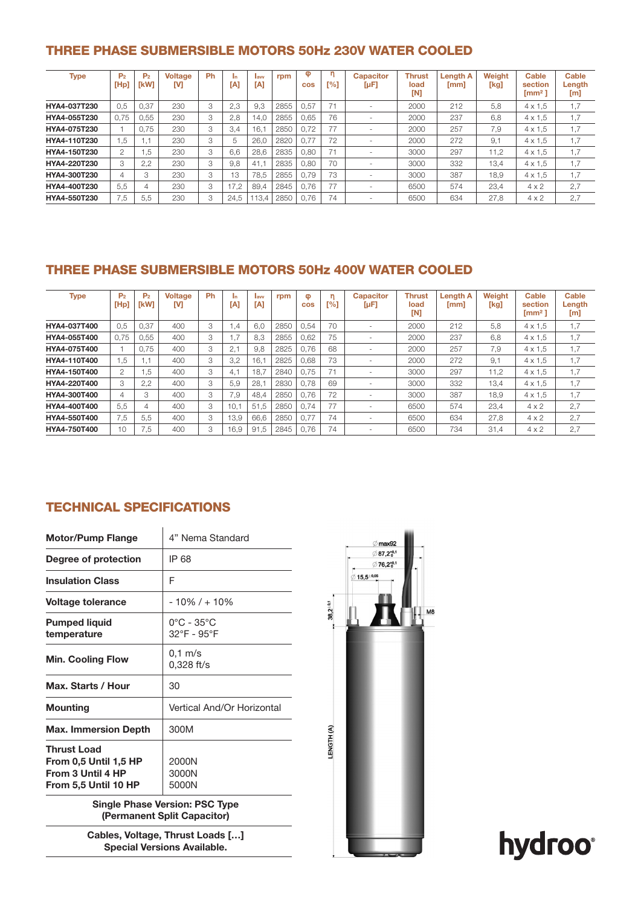## THREE PHASE SUBMERSIBLE MOTORS 50Hz 230V WATER COOLED

| Type | $P_2$ [Hp] | $P_2$ [kW] | Voltage [V] | Ph | $I_n$ [A] | $I_{avv}$ [A] | rpm | φ cos | η [%] | Capacitor [µF] | Thrust load [N] | Length A [mm] | Weight [kg] | Cable section [mm²] | Cable Length [m] |
|---|---|---|---|---|---|---|---|---|---|---|---|---|---|---|---|
| HYA4-037T230 | 0,5 | 0,37 | 230 | 3 | 2,3 | 9,3 | 2855 | 0,57 | 71 | - | 2000 | 212 | 5,8 | 4 x 1,5 | 1,7 |
| HYA4-055T230 | 0,75 | 0,55 | 230 | 3 | 2,8 | 14,0 | 2855 | 0,65 | 76 | - | 2000 | 237 | 6,8 | 4 x 1,5 | 1,7 |
| HYA4-075T230 | 1 | 0,75 | 230 | 3 | 3,4 | 16,1 | 2850 | 0,72 | 77 | - | 2000 | 257 | 7,9 | 4 x 1,5 | 1,7 |
| HYA4-110T230 | 1,5 | 1,1 | 230 | 3 | 5 | 26,0 | 2820 | 0,77 | 72 | - | 2000 | 272 | 9,1 | 4 x 1,5 | 1,7 |
| HYA4-150T230 | 2 | 1,5 | 230 | 3 | 6,6 | 28,6 | 2835 | 0,80 | 71 | - | 3000 | 297 | 11,2 | 4 x 1,5 | 1,7 |
| HYA4-220T230 | 3 | 2,2 | 230 | 3 | 9,8 | 41,1 | 2835 | 0,80 | 70 | - | 3000 | 332 | 13,4 | 4 x 1,5 | 1,7 |
| HYA4-300T230 | 4 | 3 | 230 | 3 | 13 | 78,5 | 2855 | 0,79 | 73 | - | 3000 | 387 | 18,9 | 4 x 1,5 | 1,7 |
| HYA4-400T230 | 5,5 | 4 | 230 | 3 | 17,2 | 89,4 | 2845 | 0,76 | 77 | - | 6500 | 574 | 23,4 | 4 x 2 | 2,7 |
| HYA4-550T230 | 7,5 | 5,5 | 230 | 3 | 24,5 | 113,4 | 2850 | 0,76 | 74 | - | 6500 | 634 | 27,8 | 4 x 2 | 2,7 |

## THREE PHASE SUBMERSIBLE MOTORS 50Hz 400V WATER COOLED

| Type | $P_2$ [Hp] | $P_2$ [kW] | Voltage [V] | Ph | $I_n$ [A] | $I_{avv}$ [A] | rpm | φ cos | η [%] | Capacitor [µF] | Thrust load [N] | Length A [mm] | Weight [kg] | Cable section [mm²] | Cable Length [m] |
|---|---|---|---|---|---|---|---|---|---|---|---|---|---|---|---|
| HYA4-037T400 | 0,5 | 0,37 | 400 | 3 | 1,4 | 6,0 | 2850 | 0,54 | 70 | - | 2000 | 212 | 5,8 | 4 x 1,5 | 1,7 |
| HYA4-055T400 | 0,75 | 0,55 | 400 | 3 | 1,7 | 8,3 | 2855 | 0,62 | 75 | - | 2000 | 237 | 6,8 | 4 x 1,5 | 1,7 |
| HYA4-075T400 | 1 | 0,75 | 400 | 3 | 2,1 | 9,8 | 2825 | 0,76 | 68 | - | 2000 | 257 | 7,9 | 4 x 1,5 | 1,7 |
| HYA4-110T400 | 1,5 | 1,1 | 400 | 3 | 3,2 | 16,1 | 2825 | 0,68 | 73 | - | 2000 | 272 | 9,1 | 4 x 1,5 | 1,7 |
| HYA4-150T400 | 2 | 1,5 | 400 | 3 | 4,1 | 18,7 | 2840 | 0,75 | 71 | - | 3000 | 297 | 11,2 | 4 x 1,5 | 1,7 |
| HYA4-220T400 | 3 | 2,2 | 400 | 3 | 5,9 | 28,1 | 2830 | 0,78 | 69 | - | 3000 | 332 | 13,4 | 4 x 1,5 | 1,7 |
| HYA4-300T400 | 4 | 3 | 400 | 3 | 7,9 | 48,4 | 2850 | 0,76 | 72 | - | 3000 | 387 | 18,9 | 4 x 1,5 | 1,7 |
| HYA4-400T400 | 5,5 | 4 | 400 | 3 | 10,1 | 51,5 | 2850 | 0,74 | 77 | - | 6500 | 574 | 23,4 | 4 x 2 | 2,7 |
| HYA4-550T400 | 7,5 | 5,5 | 400 | 3 | 13,9 | 66,6 | 2850 | 0,77 | 74 | - | 6500 | 634 | 27,8 | 4 x 2 | 2,7 |
| HYA4-750T400 | 10 | 7,5 | 400 | 3 | 16,9 | 91,5 | 2845 | 0,76 | 74 | - | 6500 | 734 | 31,4 | 4 x 2 | 2,7 |

## TECHNICAL SPECIFICATIONS

| | |
|---|---|
| **Motor/Pump Flange** | 4" Nema Standard |
| **Degree of protection** | IP 68 |
| **Insulation Class** | F |
| **Voltage tolerance** | - 10% / + 10% |
| **Pumped liquid temperature** | 0°C - 35°C<br>32°F - 95°F |
| **Min. Cooling Flow** | 0,1 m/s<br>0,328 ft/s |
| **Max. Starts / Hour** | 30 |
| **Mounting** | Vertical And/Or Horizontal |
| **Max. Immersion Depth** | 300M |
| **Thrust Load**<br>**From 0,5 Until 1,5 HP**<br>**From 3 Until 4 HP**<br>**From 5,5 Until 10 HP** | <br>2000N<br>3000N<br>5000N |

**Single Phase Version: PSC Type (Permanent Split Capacitor)**

**Cables, Voltage, Thrust Loads [...] Special Versions Available.**

∅ max92

∅ $87{,}2^{+0{,}1}_{0}$

∅ $76{,}2^{+0{,}1}_{0}$

∅ $15{,}5^{-0{,}05}$

$38{,}2^{\pm 0{,}1}$

M8

LENGTH (A)

hydroo®